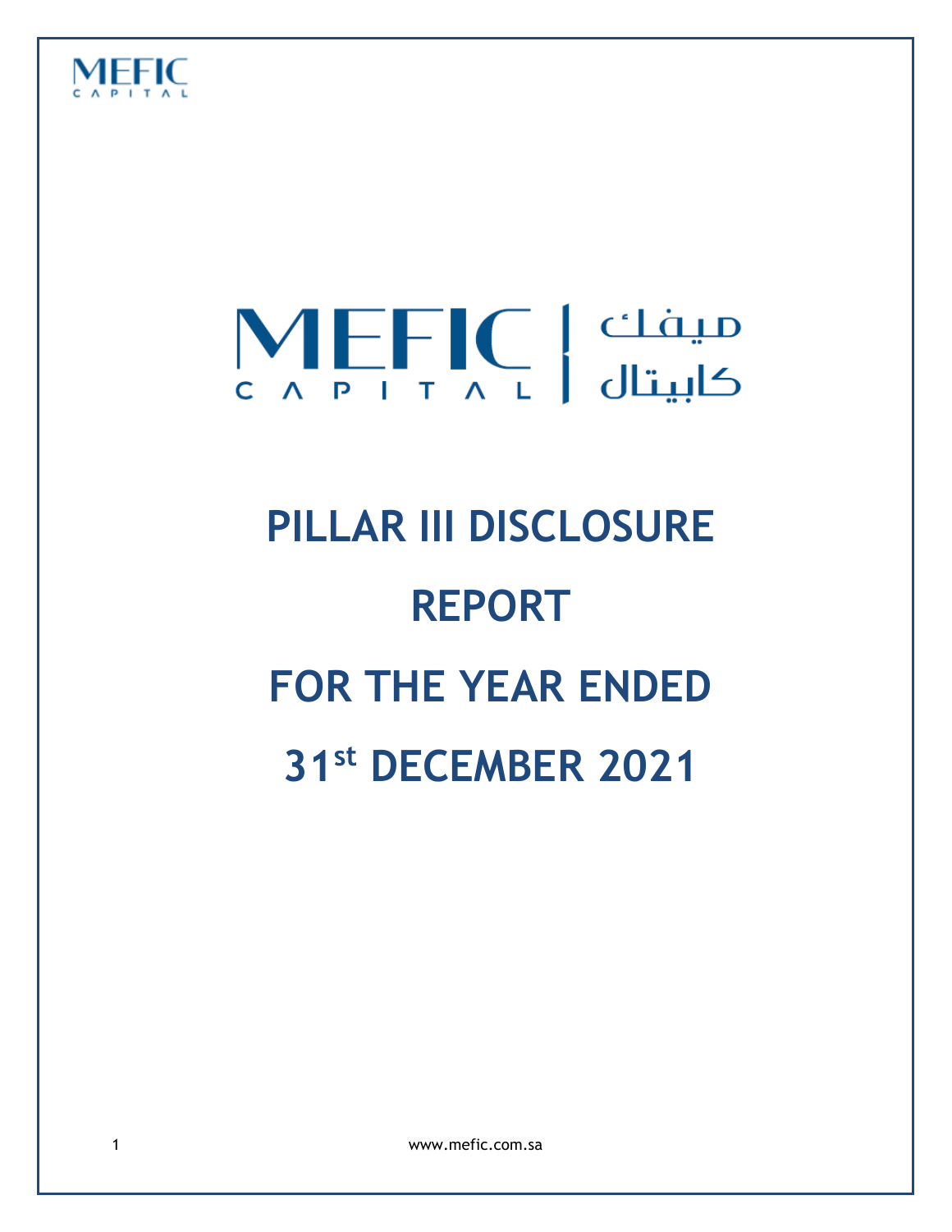# PILLAR III DISCLOSURE REPORT

# FOR THE YEAR ENDED 31st DECEMBER 2021

www.mefic.com.sa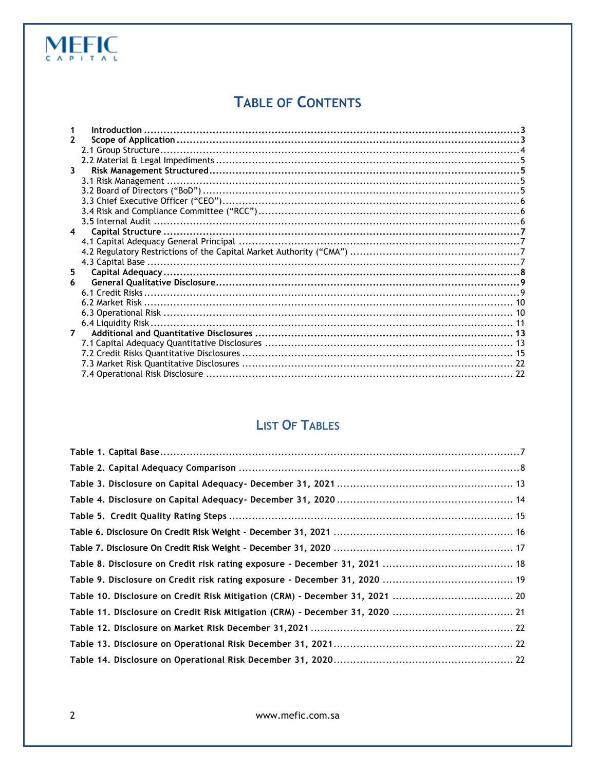# TABLE OF CONTENTS

1 **Introduction** ............ 3
2 **Scope of Application** ............ 3
 2.1 Group Structure ............ 4
 2.2 Material & Legal Impediments ............ 5
3 **Risk Management Structured** ............ 5
 3.1 Risk Management ............ 5
 3.2 Board of Directors ("BoD") ............ 5
 3.3 Chief Executive Officer ("CEO") ............ 6
 3.4 Risk and Compliance Committee ("RCC") ............ 6
 3.5 Internal Audit ............ 6
4 **Capital Structure** ............ 7
 4.1 Capital Adequacy General Principal ............ 7
 4.2 Regulatory Restrictions of the Capital Market Authority ("CMA") ............ 7
 4.3 Capital Base ............ 7
5 **Capital Adequacy** ............ 8
6 **General Qualitative Disclosure** ............ 9
 6.1 Credit Risks ............ 9
 6.2 Market Risk ............ 10
 6.3 Operational Risk ............ 10
 6.4 Liquidity Risk ............ 11
7 **Additional and Quantitative Disclosures** ............ 13
 7.1 Capital Adequacy Quantitative Disclosures ............ 13
 7.2 Credit Risks Quantitative Disclosures ............ 15
 7.3 Market Risk Quantitative Disclosures ............ 22
 7.4 Operational Risk Disclosure ............ 22

# LIST OF TABLES

**Table 1. Capital Base** ............ 7
**Table 2. Capital Adequacy Comparison** ............ 8
**Table 3. Disclosure on Capital Adequacy- December 31, 2021** ............ 13
**Table 4. Disclosure on Capital Adequacy- December 31, 2020** ............ 14
**Table 5. Credit Quality Rating Steps** ............ 15
**Table 6. Disclosure On Credit Risk Weight – December 31, 2021** ............ 16
**Table 7. Disclosure On Credit Risk Weight – December 31, 2020** ............ 17
**Table 8. Disclosure on Credit risk rating exposure - December 31, 2021** ............ 18
**Table 9. Disclosure on Credit risk rating exposure - December 31, 2020** ............ 19
**Table 10. Disclosure on Credit Risk Mitigation (CRM) - December 31, 2021** ............ 20
**Table 11. Disclosure on Credit Risk Mitigation (CRM) - December 31, 2020** ............ 21
**Table 12. Disclosure on Market Risk December 31,2021** ............ 22
**Table 13. Disclosure on Operational Risk December 31, 2021** ............ 22
**Table 14. Disclosure on Operational Risk December 31, 2020** ............ 22

www.mefic.com.sa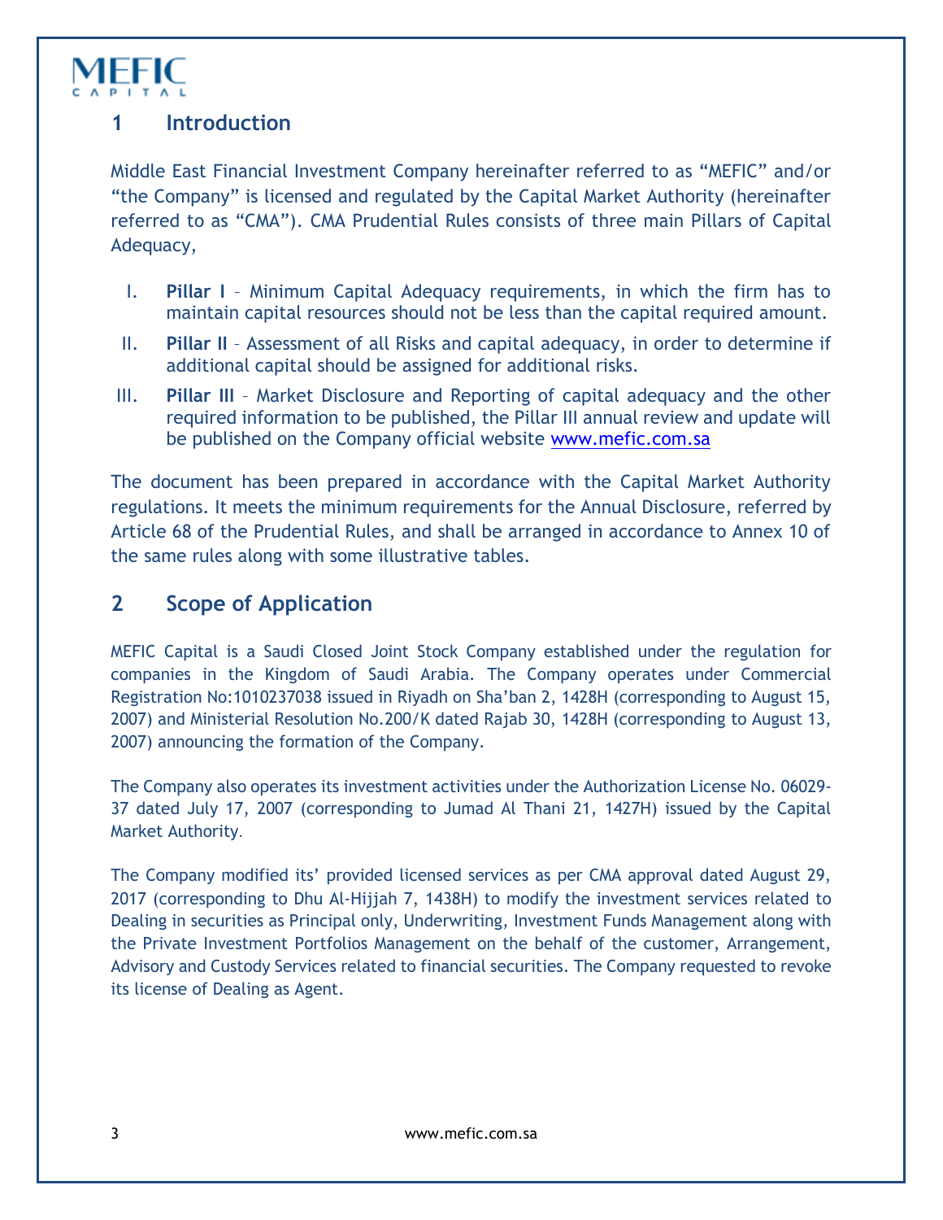## 1 Introduction

Middle East Financial Investment Company hereinafter referred to as "MEFIC" and/or "the Company" is licensed and regulated by the Capital Market Authority (hereinafter referred to as "CMA"). CMA Prudential Rules consists of three main Pillars of Capital Adequacy,

I. **Pillar I** – Minimum Capital Adequacy requirements, in which the firm has to maintain capital resources should not be less than the capital required amount.

II. **Pillar II** – Assessment of all Risks and capital adequacy, in order to determine if additional capital should be assigned for additional risks.

III. **Pillar III** – Market Disclosure and Reporting of capital adequacy and the other required information to be published, the Pillar III annual review and update will be published on the Company official website www.mefic.com.sa

The document has been prepared in accordance with the Capital Market Authority regulations. It meets the minimum requirements for the Annual Disclosure, referred by Article 68 of the Prudential Rules, and shall be arranged in accordance to Annex 10 of the same rules along with some illustrative tables.

## 2 Scope of Application

MEFIC Capital is a Saudi Closed Joint Stock Company established under the regulation for companies in the Kingdom of Saudi Arabia. The Company operates under Commercial Registration No:1010237038 issued in Riyadh on Sha'ban 2, 1428H (corresponding to August 15, 2007) and Ministerial Resolution No.200/K dated Rajab 30, 1428H (corresponding to August 13, 2007) announcing the formation of the Company.

The Company also operates its investment activities under the Authorization License No. 06029-37 dated July 17, 2007 (corresponding to Jumad Al Thani 21, 1427H) issued by the Capital Market Authority.

The Company modified its' provided licensed services as per CMA approval dated August 29, 2017 (corresponding to Dhu Al-Hijjah 7, 1438H) to modify the investment services related to Dealing in securities as Principal only, Underwriting, Investment Funds Management along with the Private Investment Portfolios Management on the behalf of the customer, Arrangement, Advisory and Custody Services related to financial securities. The Company requested to revoke its license of Dealing as Agent.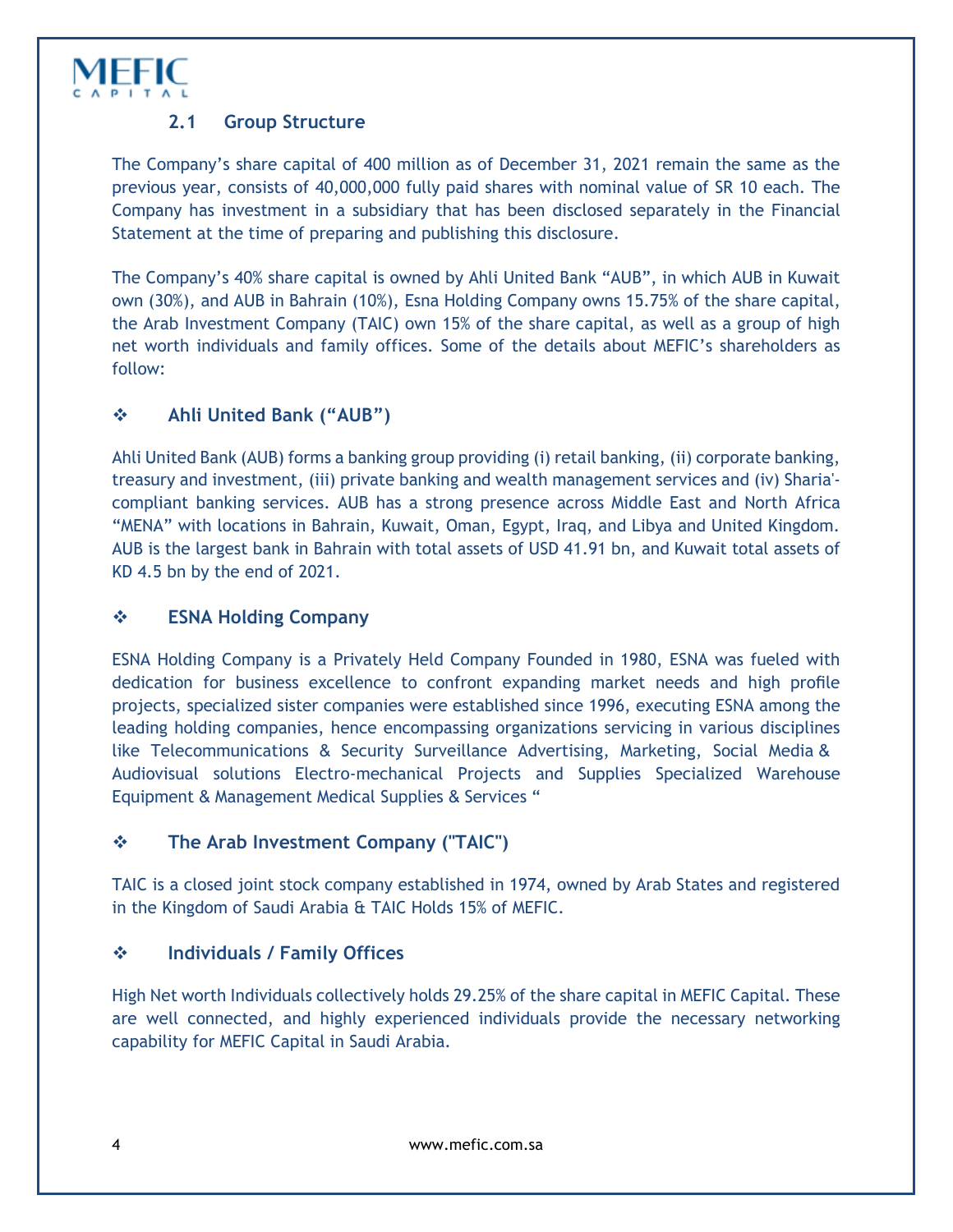### 2.1 Group Structure

The Company's share capital of 400 million as of December 31, 2021 remain the same as the previous year, consists of 40,000,000 fully paid shares with nominal value of SR 10 each. The Company has investment in a subsidiary that has been disclosed separately in the Financial Statement at the time of preparing and publishing this disclosure.

The Company's 40% share capital is owned by Ahli United Bank "AUB", in which AUB in Kuwait own (30%), and AUB in Bahrain (10%), Esna Holding Company owns 15.75% of the share capital, the Arab Investment Company (TAIC) own 15% of the share capital, as well as a group of high net worth individuals and family offices. Some of the details about MEFIC's shareholders as follow:

#### ❖ Ahli United Bank ("AUB")

Ahli United Bank (AUB) forms a banking group providing (i) retail banking, (ii) corporate banking, treasury and investment, (iii) private banking and wealth management services and (iv) Sharia'-compliant banking services. AUB has a strong presence across Middle East and North Africa "MENA" with locations in Bahrain, Kuwait, Oman, Egypt, Iraq, and Libya and United Kingdom. AUB is the largest bank in Bahrain with total assets of USD 41.91 bn, and Kuwait total assets of KD 4.5 bn by the end of 2021.

#### ❖ ESNA Holding Company

ESNA Holding Company is a Privately Held Company Founded in 1980, ESNA was fueled with dedication for business excellence to confront expanding market needs and high profile projects, specialized sister companies were established since 1996, executing ESNA among the leading holding companies, hence encompassing organizations servicing in various disciplines like Telecommunications & Security Surveillance Advertising, Marketing, Social Media & Audiovisual solutions Electro-mechanical Projects and Supplies Specialized Warehouse Equipment & Management Medical Supplies & Services "

#### ❖ The Arab Investment Company ("TAIC")

TAIC is a closed joint stock company established in 1974, owned by Arab States and registered in the Kingdom of Saudi Arabia & TAIC Holds 15% of MEFIC.

#### ❖ Individuals / Family Offices

High Net worth Individuals collectively holds 29.25% of the share capital in MEFIC Capital. These are well connected, and highly experienced individuals provide the necessary networking capability for MEFIC Capital in Saudi Arabia.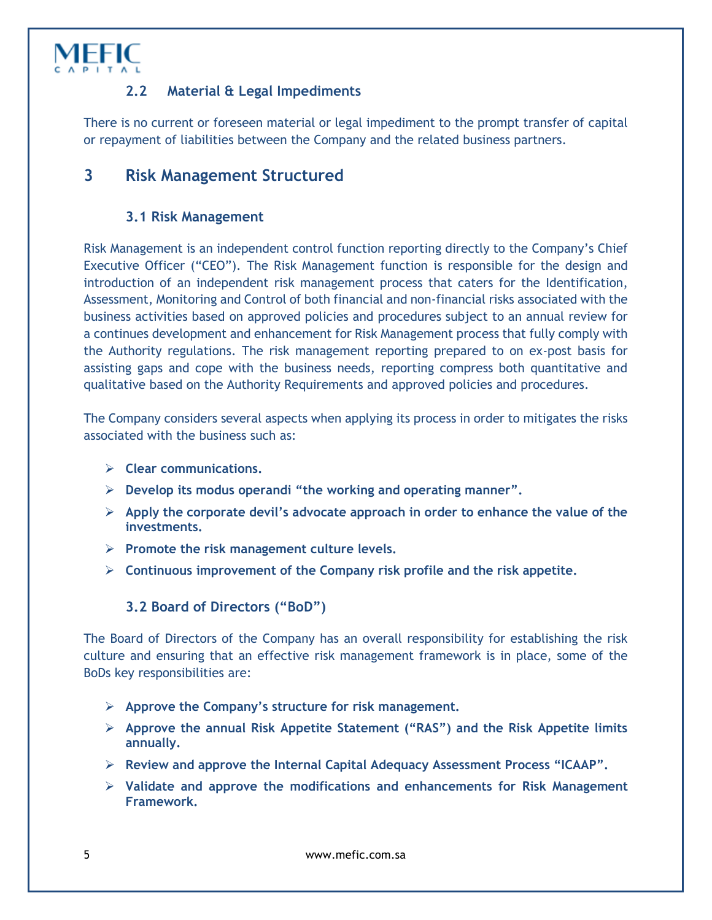### 2.2 Material & Legal Impediments

There is no current or foreseen material or legal impediment to the prompt transfer of capital or repayment of liabilities between the Company and the related business partners.

## 3 Risk Management Structured

### 3.1 Risk Management

Risk Management is an independent control function reporting directly to the Company's Chief Executive Officer ("CEO"). The Risk Management function is responsible for the design and introduction of an independent risk management process that caters for the Identification, Assessment, Monitoring and Control of both financial and non-financial risks associated with the business activities based on approved policies and procedures subject to an annual review for a continues development and enhancement for Risk Management process that fully comply with the Authority regulations. The risk management reporting prepared to on ex-post basis for assisting gaps and cope with the business needs, reporting compress both quantitative and qualitative based on the Authority Requirements and approved policies and procedures.

The Company considers several aspects when applying its process in order to mitigates the risks associated with the business such as:

- **Clear communications.**
- **Develop its modus operandi "the working and operating manner".**
- **Apply the corporate devil's advocate approach in order to enhance the value of the investments.**
- **Promote the risk management culture levels.**
- **Continuous improvement of the Company risk profile and the risk appetite.**

### 3.2 Board of Directors ("BoD")

The Board of Directors of the Company has an overall responsibility for establishing the risk culture and ensuring that an effective risk management framework is in place, some of the BoDs key responsibilities are:

- **Approve the Company's structure for risk management.**
- **Approve the annual Risk Appetite Statement ("RAS") and the Risk Appetite limits annually.**
- **Review and approve the Internal Capital Adequacy Assessment Process "ICAAP".**
- **Validate and approve the modifications and enhancements for Risk Management Framework.**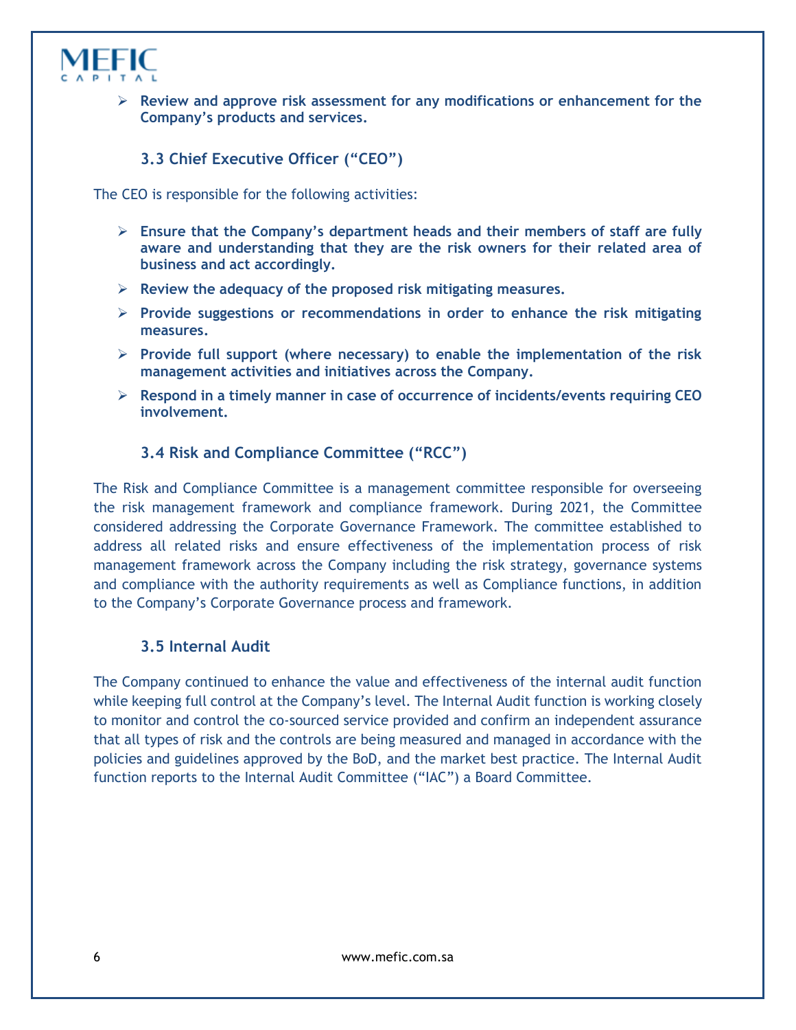- **Review and approve risk assessment for any modifications or enhancement for the Company's products and services.**

### 3.3 Chief Executive Officer ("CEO")

The CEO is responsible for the following activities:

- **Ensure that the Company's department heads and their members of staff are fully aware and understanding that they are the risk owners for their related area of business and act accordingly.**
- **Review the adequacy of the proposed risk mitigating measures.**
- **Provide suggestions or recommendations in order to enhance the risk mitigating measures.**
- **Provide full support (where necessary) to enable the implementation of the risk management activities and initiatives across the Company.**
- **Respond in a timely manner in case of occurrence of incidents/events requiring CEO involvement.**

### 3.4 Risk and Compliance Committee ("RCC")

The Risk and Compliance Committee is a management committee responsible for overseeing the risk management framework and compliance framework. During 2021, the Committee considered addressing the Corporate Governance Framework. The committee established to address all related risks and ensure effectiveness of the implementation process of risk management framework across the Company including the risk strategy, governance systems and compliance with the authority requirements as well as Compliance functions, in addition to the Company's Corporate Governance process and framework.

### 3.5 Internal Audit

The Company continued to enhance the value and effectiveness of the internal audit function while keeping full control at the Company's level. The Internal Audit function is working closely to monitor and control the co-sourced service provided and confirm an independent assurance that all types of risk and the controls are being measured and managed in accordance with the policies and guidelines approved by the BoD, and the market best practice. The Internal Audit function reports to the Internal Audit Committee ("IAC") a Board Committee.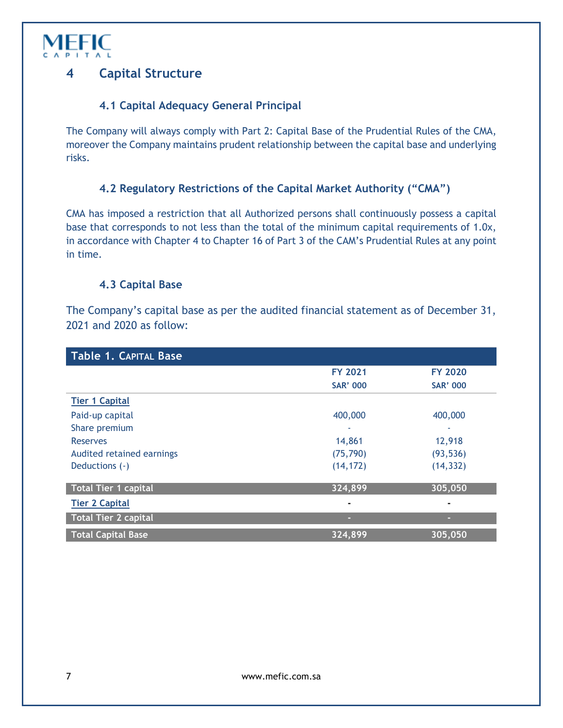# 4 Capital Structure

## 4.1 Capital Adequacy General Principal

The Company will always comply with Part 2: Capital Base of the Prudential Rules of the CMA, moreover the Company maintains prudent relationship between the capital base and underlying risks.

## 4.2 Regulatory Restrictions of the Capital Market Authority ("CMA")

CMA has imposed a restriction that all Authorized persons shall continuously possess a capital base that corresponds to not less than the total of the minimum capital requirements of 1.0x, in accordance with Chapter 4 to Chapter 16 of Part 3 of the CAM's Prudential Rules at any point in time.

## 4.3 Capital Base

The Company's capital base as per the audited financial statement as of December 31, 2021 and 2020 as follow:

**Table 1. Capital Base**

| | FY 2021<br>SAR' 000 | FY 2020<br>SAR' 000 |
|---|---|---|
| **Tier 1 Capital** | | |
| Paid-up capital | 400,000 | 400,000 |
| Share premium | - | - |
| Reserves | 14,861 | 12,918 |
| Audited retained earnings | (75,790) | (93,536) |
| Deductions (-) | (14,172) | (14,332) |
| **Total Tier 1 capital** | **324,899** | **305,050** |
| **Tier 2 Capital** | - | - |
| **Total Tier 2 capital** | - | - |
| **Total Capital Base** | **324,899** | **305,050** |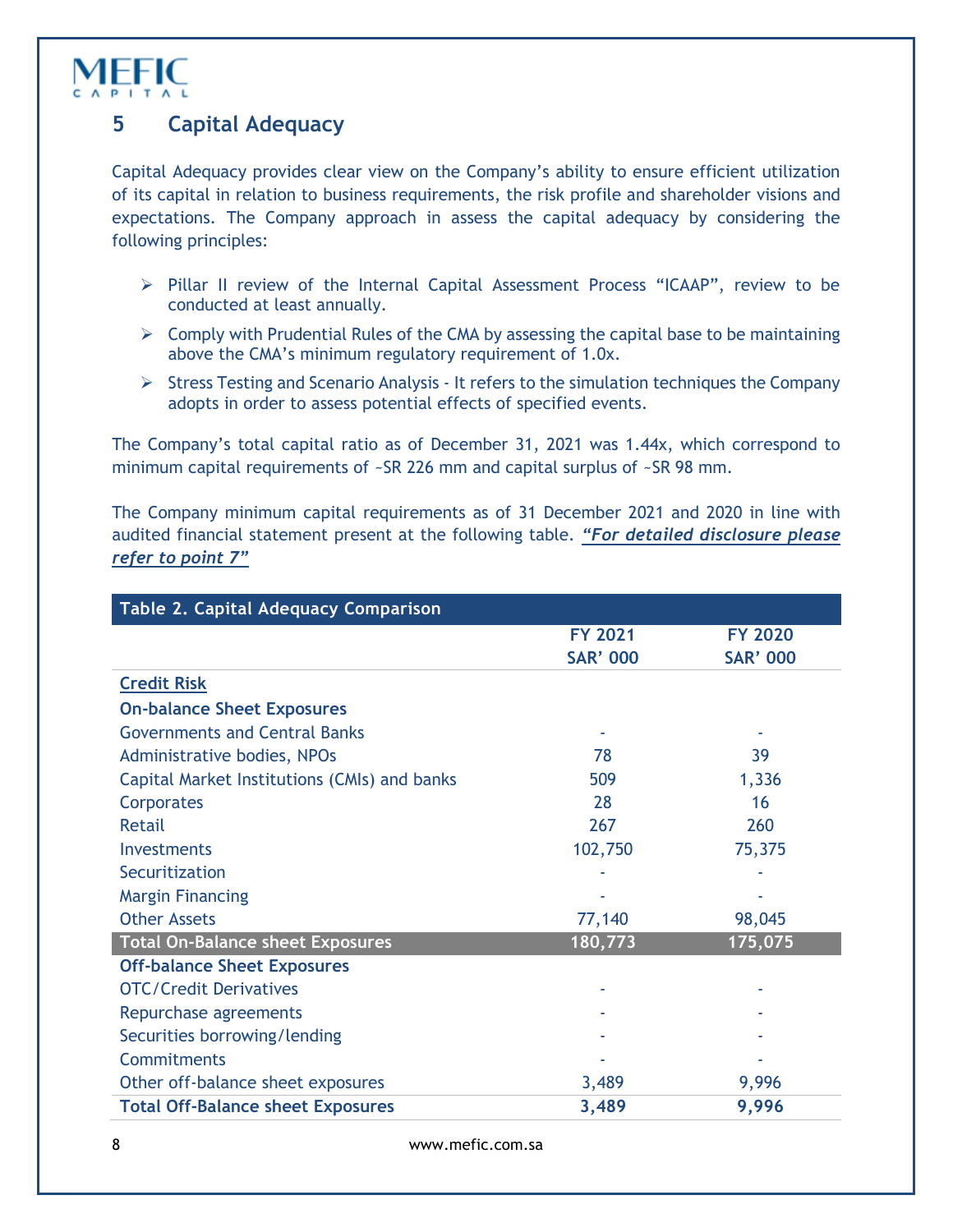## 5 Capital Adequacy

Capital Adequacy provides clear view on the Company's ability to ensure efficient utilization of its capital in relation to business requirements, the risk profile and shareholder visions and expectations. The Company approach in assess the capital adequacy by considering the following principles:

- Pillar II review of the Internal Capital Assessment Process "ICAAP", review to be conducted at least annually.
- Comply with Prudential Rules of the CMA by assessing the capital base to be maintaining above the CMA's minimum regulatory requirement of 1.0x.
- Stress Testing and Scenario Analysis - It refers to the simulation techniques the Company adopts in order to assess potential effects of specified events.

The Company's total capital ratio as of December 31, 2021 was 1.44x, which correspond to minimum capital requirements of ~SR 226 mm and capital surplus of ~SR 98 mm.

The Company minimum capital requirements as of 31 December 2021 and 2020 in line with audited financial statement present at the following table. ***"For detailed disclosure please refer to point 7"***

**Table 2. Capital Adequacy Comparison**

| | FY 2021<br>SAR' 000 | FY 2020<br>SAR' 000 |
|---|---|---|
| **Credit Risk** | | |
| **On-balance Sheet Exposures** | | |
| Governments and Central Banks | - | - |
| Administrative bodies, NPOs | 78 | 39 |
| Capital Market Institutions (CMIs) and banks | 509 | 1,336 |
| Corporates | 28 | 16 |
| Retail | 267 | 260 |
| Investments | 102,750 | 75,375 |
| Securitization | - | - |
| Margin Financing | - | - |
| Other Assets | 77,140 | 98,045 |
| **Total On-Balance sheet Exposures** | **180,773** | **175,075** |
| **Off-balance Sheet Exposures** | | |
| OTC/Credit Derivatives | - | - |
| Repurchase agreements | - | - |
| Securities borrowing/lending | - | - |
| Commitments | - | - |
| Other off-balance sheet exposures | 3,489 | 9,996 |
| **Total Off-Balance sheet Exposures** | **3,489** | **9,996** |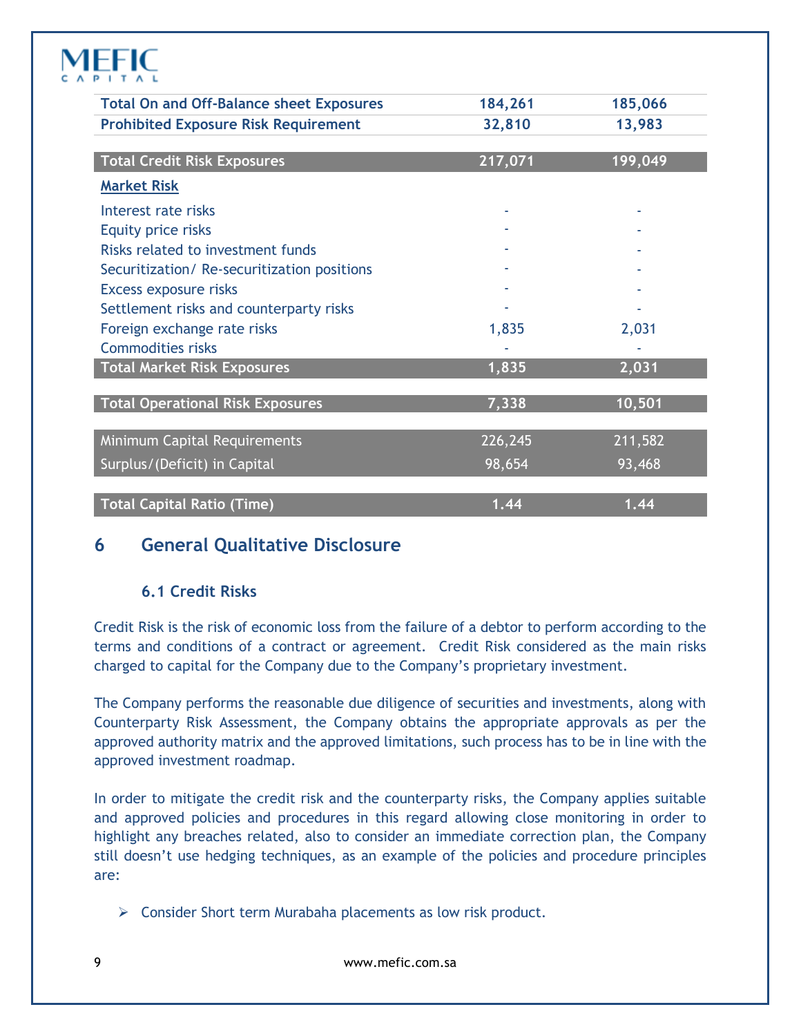| | | |
|---|---|---|
| **Total On and Off-Balance sheet Exposures** | **184,261** | **185,066** |
| **Prohibited Exposure Risk Requirement** | **32,810** | **13,983** |
| **Total Credit Risk Exposures** | **217,071** | **199,049** |
| **Market Risk** | | |
| Interest rate risks | - | - |
| Equity price risks | - | - |
| Risks related to investment funds | - | - |
| Securitization/ Re-securitization positions | - | - |
| Excess exposure risks | - | - |
| Settlement risks and counterparty risks | - | - |
| Foreign exchange rate risks | 1,835 | 2,031 |
| Commodities risks | - | - |
| **Total Market Risk Exposures** | **1,835** | **2,031** |
| **Total Operational Risk Exposures** | **7,338** | **10,501** |
| Minimum Capital Requirements | 226,245 | 211,582 |
| Surplus/(Deficit) in Capital | 98,654 | 93,468 |
| **Total Capital Ratio (Time)** | **1.44** | **1.44** |

# 6 General Qualitative Disclosure

## 6.1 Credit Risks

Credit Risk is the risk of economic loss from the failure of a debtor to perform according to the terms and conditions of a contract or agreement. Credit Risk considered as the main risks charged to capital for the Company due to the Company's proprietary investment.

The Company performs the reasonable due diligence of securities and investments, along with Counterparty Risk Assessment, the Company obtains the appropriate approvals as per the approved authority matrix and the approved limitations, such process has to be in line with the approved investment roadmap.

In order to mitigate the credit risk and the counterparty risks, the Company applies suitable and approved policies and procedures in this regard allowing close monitoring in order to highlight any breaches related, also to consider an immediate correction plan, the Company still doesn't use hedging techniques, as an example of the policies and procedure principles are:

- Consider Short term Murabaha placements as low risk product.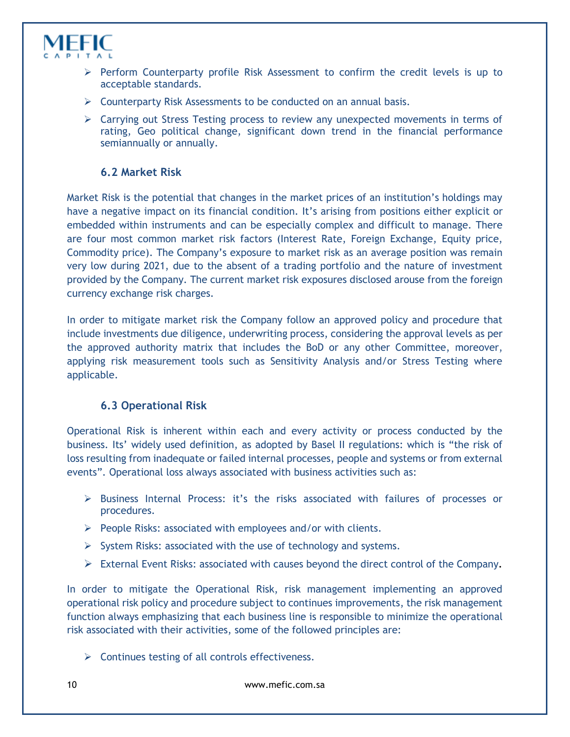- Perform Counterparty profile Risk Assessment to confirm the credit levels is up to acceptable standards.
- Counterparty Risk Assessments to be conducted on an annual basis.
- Carrying out Stress Testing process to review any unexpected movements in terms of rating, Geo political change, significant down trend in the financial performance semiannually or annually.

### 6.2 Market Risk

Market Risk is the potential that changes in the market prices of an institution's holdings may have a negative impact on its financial condition. It's arising from positions either explicit or embedded within instruments and can be especially complex and difficult to manage. There are four most common market risk factors (Interest Rate, Foreign Exchange, Equity price, Commodity price). The Company's exposure to market risk as an average position was remain very low during 2021, due to the absent of a trading portfolio and the nature of investment provided by the Company. The current market risk exposures disclosed arouse from the foreign currency exchange risk charges.

In order to mitigate market risk the Company follow an approved policy and procedure that include investments due diligence, underwriting process, considering the approval levels as per the approved authority matrix that includes the BoD or any other Committee, moreover, applying risk measurement tools such as Sensitivity Analysis and/or Stress Testing where applicable.

### 6.3 Operational Risk

Operational Risk is inherent within each and every activity or process conducted by the business. Its' widely used definition, as adopted by Basel II regulations: which is "the risk of loss resulting from inadequate or failed internal processes, people and systems or from external events". Operational loss always associated with business activities such as:

- Business Internal Process: it's the risks associated with failures of processes or procedures.
- People Risks: associated with employees and/or with clients.
- System Risks: associated with the use of technology and systems.
- External Event Risks: associated with causes beyond the direct control of the Company.

In order to mitigate the Operational Risk, risk management implementing an approved operational risk policy and procedure subject to continues improvements, the risk management function always emphasizing that each business line is responsible to minimize the operational risk associated with their activities, some of the followed principles are:

- Continues testing of all controls effectiveness.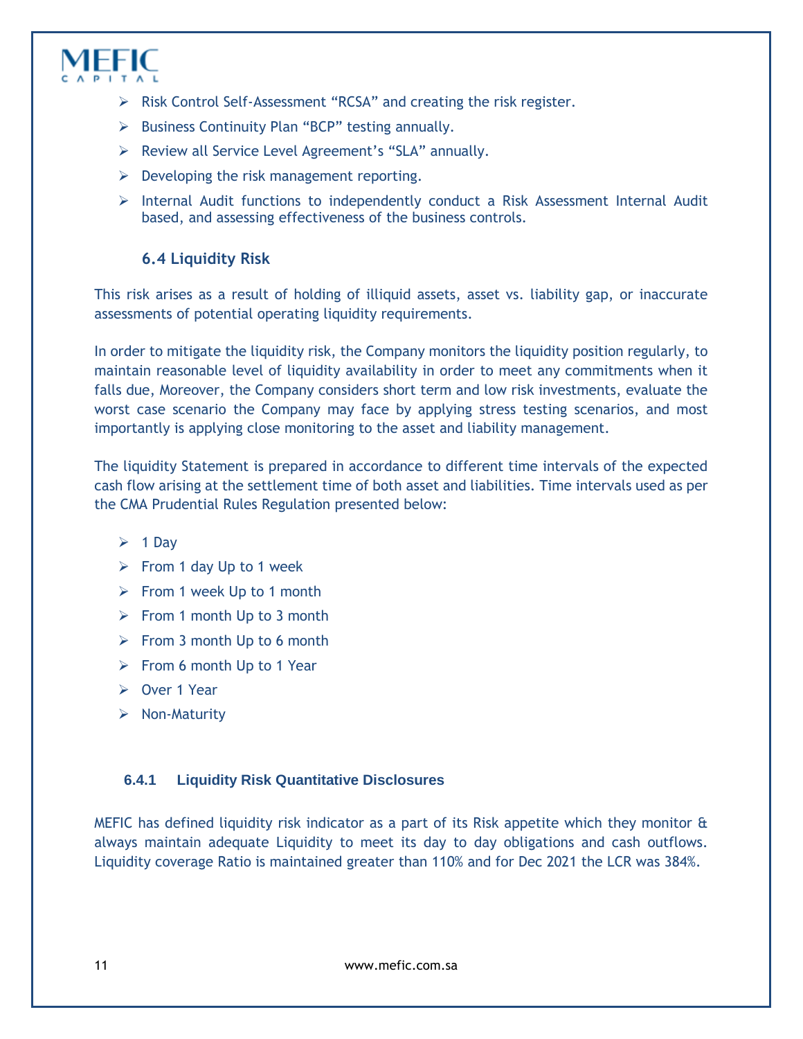- Risk Control Self-Assessment “RCSA” and creating the risk register.
- Business Continuity Plan “BCP” testing annually.
- Review all Service Level Agreement’s “SLA” annually.
- Developing the risk management reporting.
- Internal Audit functions to independently conduct a Risk Assessment Internal Audit based, and assessing effectiveness of the business controls.

### 6.4 Liquidity Risk

This risk arises as a result of holding of illiquid assets, asset vs. liability gap, or inaccurate assessments of potential operating liquidity requirements.

In order to mitigate the liquidity risk, the Company monitors the liquidity position regularly, to maintain reasonable level of liquidity availability in order to meet any commitments when it falls due, Moreover, the Company considers short term and low risk investments, evaluate the worst case scenario the Company may face by applying stress testing scenarios, and most importantly is applying close monitoring to the asset and liability management.

The liquidity Statement is prepared in accordance to different time intervals of the expected cash flow arising at the settlement time of both asset and liabilities. Time intervals used as per the CMA Prudential Rules Regulation presented below:

- 1 Day
- From 1 day Up to 1 week
- From 1 week Up to 1 month
- From 1 month Up to 3 month
- From 3 month Up to 6 month
- From 6 month Up to 1 Year
- Over 1 Year
- Non-Maturity

#### 6.4.1 Liquidity Risk Quantitative Disclosures

MEFIC has defined liquidity risk indicator as a part of its Risk appetite which they monitor & always maintain adequate Liquidity to meet its day to day obligations and cash outflows. Liquidity coverage Ratio is maintained greater than 110% and for Dec 2021 the LCR was 384%.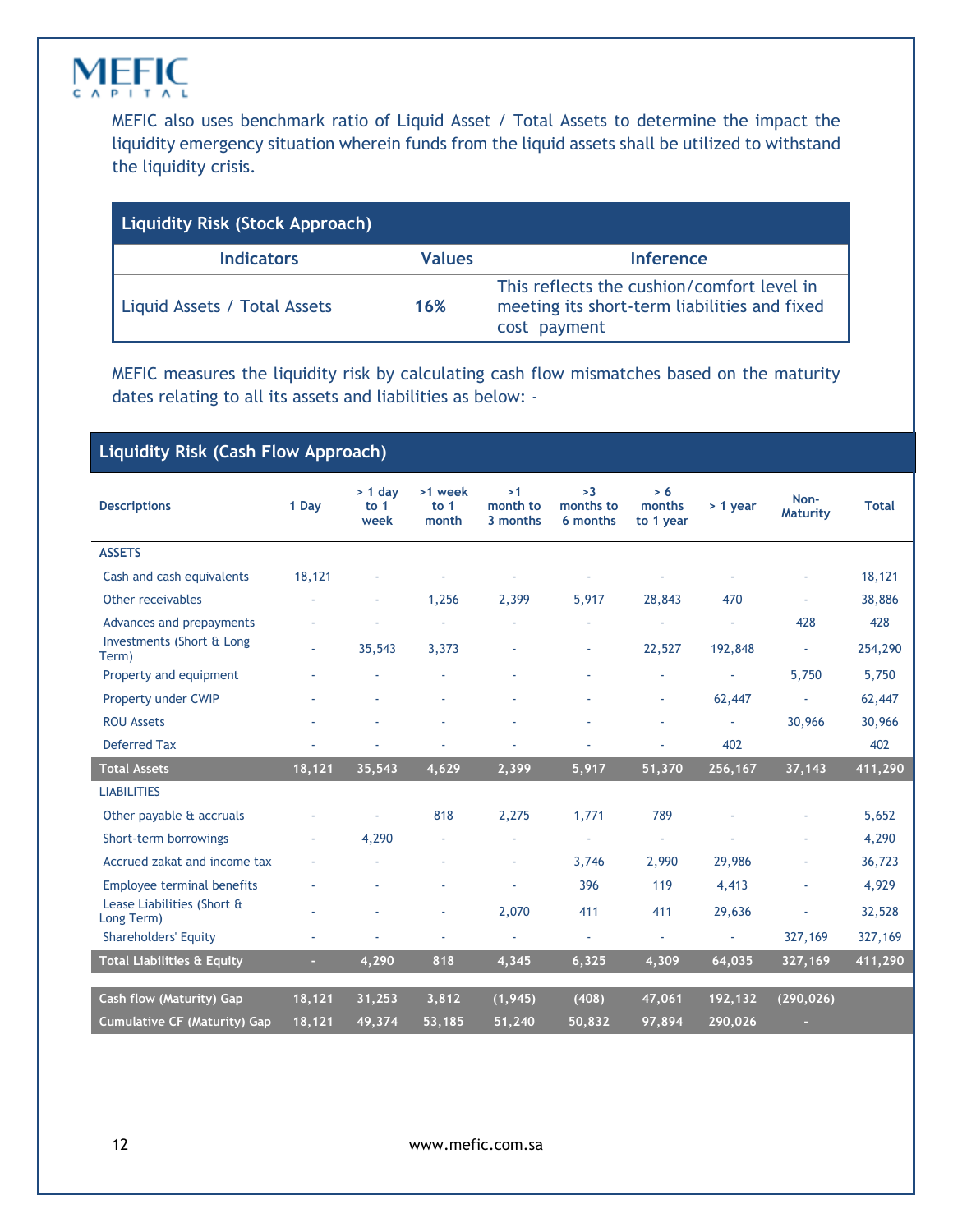MEFIC also uses benchmark ratio of Liquid Asset / Total Assets to determine the impact the liquidity emergency situation wherein funds from the liquid assets shall be utilized to withstand the liquidity crisis.

| Liquidity Risk (Stock Approach) | | |
|---|---|---|
| **Indicators** | **Values** | **Inference** |
| Liquid Assets / Total Assets | **16%** | This reflects the cushion/comfort level in meeting its short-term liabilities and fixed cost payment |

MEFIC measures the liquidity risk by calculating cash flow mismatches based on the maturity dates relating to all its assets and liabilities as below: -

**Liquidity Risk (Cash Flow Approach)**

| Descriptions | 1 Day | > 1 day to 1 week | >1 week to 1 month | >1 month to 3 months | >3 months to 6 months | > 6 months to 1 year | > 1 year | Non-Maturity | Total |
|---|---|---|---|---|---|---|---|---|---|
| **ASSETS** | | | | | | | | | |
| Cash and cash equivalents | 18,121 | - | - | - | - | - | - | - | 18,121 |
| Other receivables | - | - | 1,256 | 2,399 | 5,917 | 28,843 | 470 | - | 38,886 |
| Advances and prepayments | - | - | - | - | - | - | - | 428 | 428 |
| Investments (Short & Long Term) | - | 35,543 | 3,373 | - | - | 22,527 | 192,848 | - | 254,290 |
| Property and equipment | - | - | - | - | - | - | - | 5,750 | 5,750 |
| Property under CWIP | - | - | - | - | - | - | 62,447 | - | 62,447 |
| ROU Assets | - | - | - | - | - | - | - | 30,966 | 30,966 |
| Deferred Tax | - | - | - | - | - | - | 402 | | 402 |
| **Total Assets** | **18,121** | **35,543** | **4,629** | **2,399** | **5,917** | **51,370** | **256,167** | **37,143** | **411,290** |
| **LIABILITIES** | | | | | | | | | |
| Other payable & accruals | - | - | 818 | 2,275 | 1,771 | 789 | - | - | 5,652 |
| Short-term borrowings | - | 4,290 | - | - | - | - | - | - | 4,290 |
| Accrued zakat and income tax | - | - | - | - | 3,746 | 2,990 | 29,986 | - | 36,723 |
| Employee terminal benefits | - | - | - | - | 396 | 119 | 4,413 | - | 4,929 |
| Lease Liabilities (Short & Long Term) | - | - | - | 2,070 | 411 | 411 | 29,636 | - | 32,528 |
| Shareholders' Equity | - | - | - | - | - | - | - | 327,169 | 327,169 |
| **Total Liabilities & Equity** | **-** | **4,290** | **818** | **4,345** | **6,325** | **4,309** | **64,035** | **327,169** | **411,290** |
| **Cash flow (Maturity) Gap** | **18,121** | **31,253** | **3,812** | **(1,945)** | **(408)** | **47,061** | **192,132** | **(290,026)** | |
| **Cumulative CF (Maturity) Gap** | **18,121** | **49,374** | **53,185** | **51,240** | **50,832** | **97,894** | **290,026** | **-** | |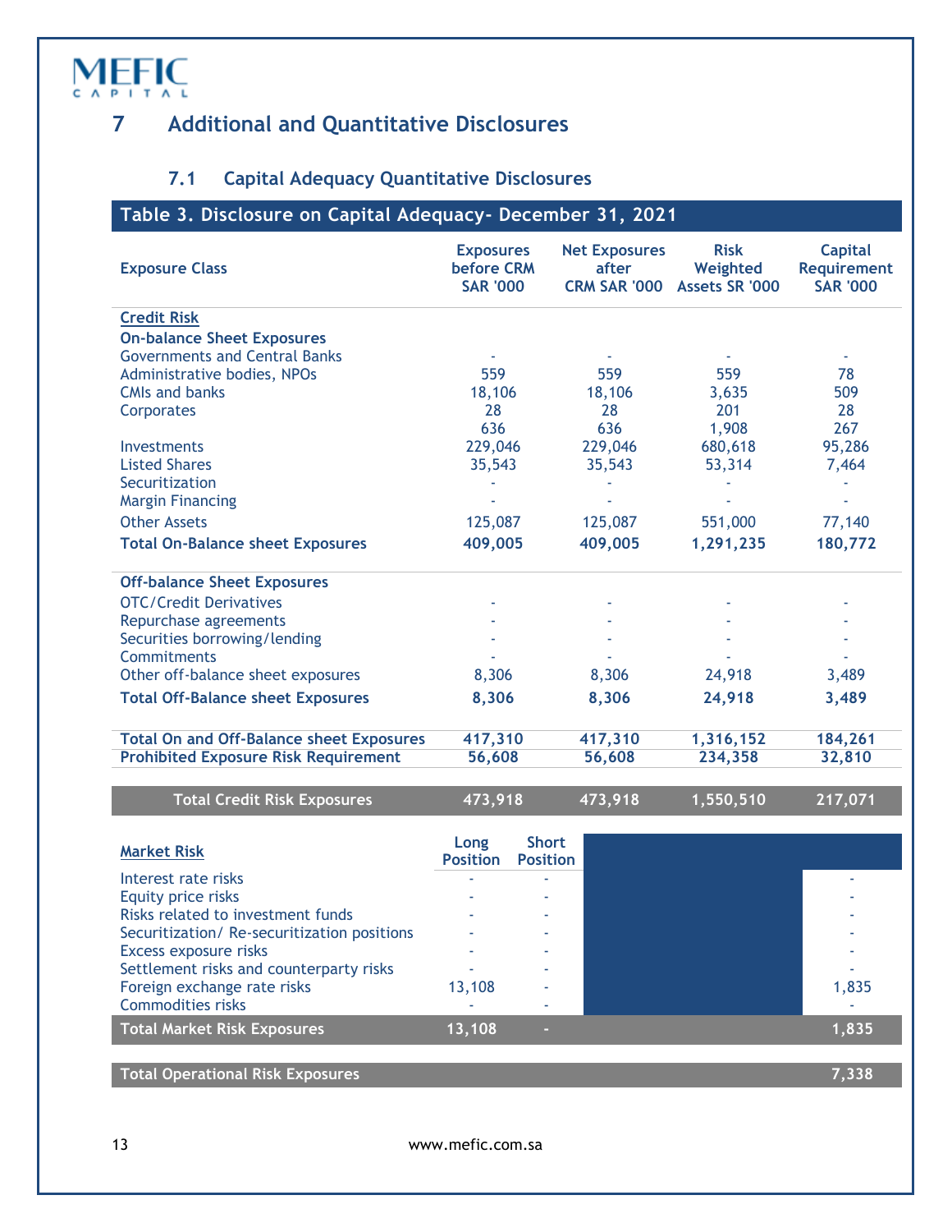# 7 Additional and Quantitative Disclosures

## 7.1 Capital Adequacy Quantitative Disclosures

**Table 3. Disclosure on Capital Adequacy- December 31, 2021**

| Exposure Class | Exposures before CRM SAR '000 | Net Exposures after CRM SAR '000 | Risk Weighted Assets SR '000 | Capital Requirement SAR '000 |
|---|---|---|---|---|
| **Credit Risk** | | | | |
| **On-balance Sheet Exposures** | | | | |
| Governments and Central Banks | - | - | - | - |
| Administrative bodies, NPOs | 559 | 559 | 559 | 78 |
| CMIs and banks | 18,106 | 18,106 | 3,635 | 509 |
| Corporates | 28 | 28 | 201 | 28 |
| | 636 | 636 | 1,908 | 267 |
| Investments | 229,046 | 229,046 | 680,618 | 95,286 |
| Listed Shares | 35,543 | 35,543 | 53,314 | 7,464 |
| Securitization | - | - | - | - |
| Margin Financing | - | - | - | - |
| Other Assets | 125,087 | 125,087 | 551,000 | 77,140 |
| **Total On-Balance sheet Exposures** | **409,005** | **409,005** | **1,291,235** | **180,772** |
| **Off-balance Sheet Exposures** | | | | |
| OTC/Credit Derivatives | - | - | - | - |
| Repurchase agreements | - | - | - | - |
| Securities borrowing/lending | - | - | - | - |
| Commitments | - | - | - | - |
| Other off-balance sheet exposures | 8,306 | 8,306 | 24,918 | 3,489 |
| **Total Off-Balance sheet Exposures** | **8,306** | **8,306** | **24,918** | **3,489** |
| **Total On and Off-Balance sheet Exposures** | **417,310** | **417,310** | **1,316,152** | **184,261** |
| **Prohibited Exposure Risk Requirement** | **56,608** | **56,608** | **234,358** | **32,810** |
| **Total Credit Risk Exposures** | **473,918** | **473,918** | **1,550,510** | **217,071** |

| Market Risk | Long Position | Short Position | Capital Requirement SAR '000 |
|---|---|---|---|
| Interest rate risks | - | - | - |
| Equity price risks | - | - | - |
| Risks related to investment funds | - | - | - |
| Securitization/ Re-securitization positions | - | - | - |
| Excess exposure risks | - | - | - |
| Settlement risks and counterparty risks | - | - | - |
| Foreign exchange rate risks | 13,108 | - | 1,835 |
| Commodities risks | - | - | - |
| **Total Market Risk Exposures** | **13,108** | **-** | **1,835** |
| **Total Operational Risk Exposures** | | | **7,338** |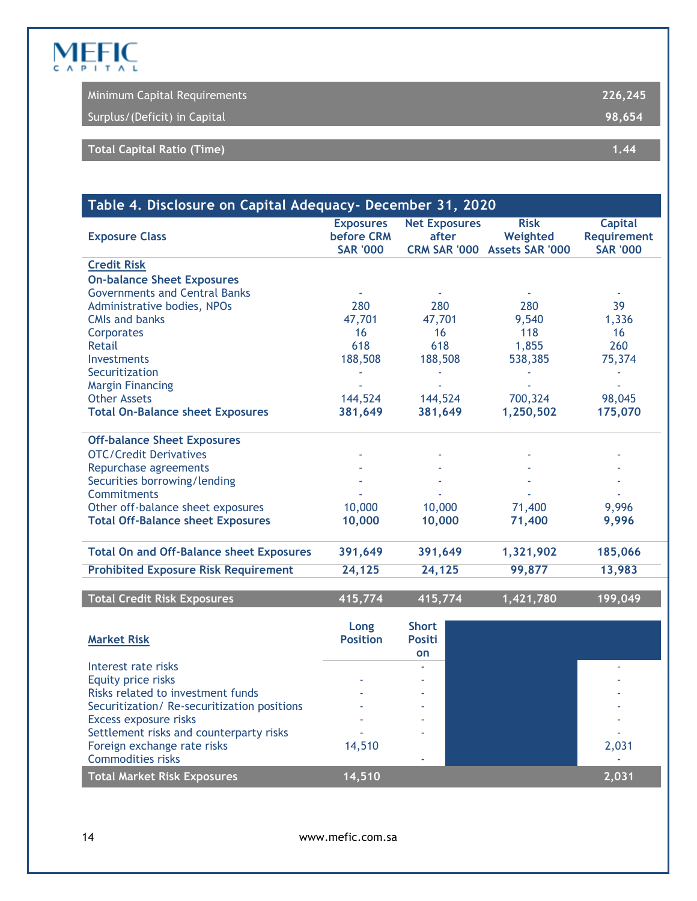| | |
|---|---|
| Minimum Capital Requirements | 226,245 |
| Surplus/(Deficit) in Capital | 98,654 |

| | |
|---|---|
| **Total Capital Ratio (Time)** | **1.44** |

## Table 4. Disclosure on Capital Adequacy- December 31, 2020

| Exposure Class | Exposures before CRM SAR '000 | Net Exposures after CRM SAR '000 | Risk Weighted Assets SAR '000 | Capital Requirement SAR '000 |
|---|---|---|---|---|
| **Credit Risk** | | | | |
| **On-balance Sheet Exposures** | | | | |
| Governments and Central Banks | - | - | - | - |
| Administrative bodies, NPOs | 280 | 280 | 280 | 39 |
| CMIs and banks | 47,701 | 47,701 | 9,540 | 1,336 |
| Corporates | 16 | 16 | 118 | 16 |
| Retail | 618 | 618 | 1,855 | 260 |
| Investments | 188,508 | 188,508 | 538,385 | 75,374 |
| Securitization | - | - | - | - |
| Margin Financing | - | - | - | - |
| Other Assets | 144,524 | 144,524 | 700,324 | 98,045 |
| **Total On-Balance sheet Exposures** | **381,649** | **381,649** | **1,250,502** | **175,070** |
| **Off-balance Sheet Exposures** | | | | |
| OTC/Credit Derivatives | - | - | - | - |
| Repurchase agreements | - | - | - | - |
| Securities borrowing/lending | - | - | - | - |
| Commitments | - | - | - | - |
| Other off-balance sheet exposures | 10,000 | 10,000 | 71,400 | 9,996 |
| **Total Off-Balance sheet Exposures** | **10,000** | **10,000** | **71,400** | **9,996** |
| **Total On and Off-Balance sheet Exposures** | **391,649** | **391,649** | **1,321,902** | **185,066** |
| **Prohibited Exposure Risk Requirement** | **24,125** | **24,125** | **99,877** | **13,983** |
| **Total Credit Risk Exposures** | **415,774** | **415,774** | **1,421,780** | **199,049** |

| **Market Risk** | Long Position | Short Position | | |
|---|---|---|---|---|
| Interest rate risks | | - | | - |
| Equity price risks | - | - | | - |
| Risks related to investment funds | - | - | | - |
| Securitization/ Re-securitization positions | - | - | | - |
| Excess exposure risks | - | - | | - |
| Settlement risks and counterparty risks | - | - | | - |
| Foreign exchange rate risks | 14,510 | | | 2,031 |
| Commodities risks | | - | | - |
| **Total Market Risk Exposures** | **14,510** | | | **2,031** |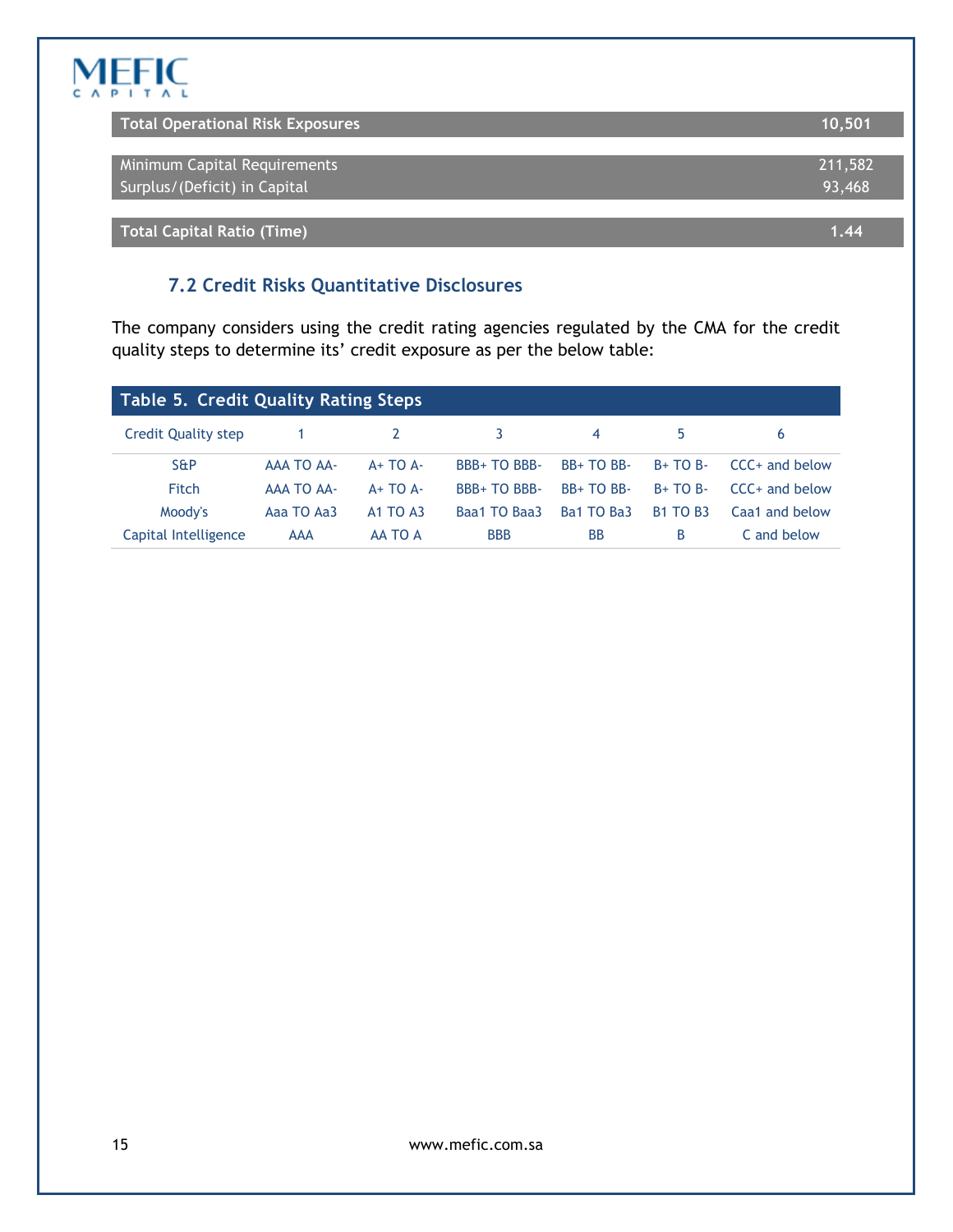| Total Operational Risk Exposures | 10,501 |
|---|---|
| Minimum Capital Requirements | 211,582 |
| Surplus/(Deficit) in Capital | 93,468 |
| Total Capital Ratio (Time) | 1.44 |

### 7.2 Credit Risks Quantitative Disclosures

The company considers using the credit rating agencies regulated by the CMA for the credit quality steps to determine its' credit exposure as per the below table:

**Table 5. Credit Quality Rating Steps**

| Credit Quality step | 1 | 2 | 3 | 4 | 5 | 6 |
|---|---|---|---|---|---|---|
| S&P | AAA TO AA- | A+ TO A- | BBB+ TO BBB- | BB+ TO BB- | B+ TO B- | CCC+ and below |
| Fitch | AAA TO AA- | A+ TO A- | BBB+ TO BBB- | BB+ TO BB- | B+ TO B- | CCC+ and below |
| Moody's | Aaa TO Aa3 | A1 TO A3 | Baa1 TO Baa3 | Ba1 TO Ba3 | B1 TO B3 | Caa1 and below |
| Capital Intelligence | AAA | AA TO A | BBB | BB | B | C and below |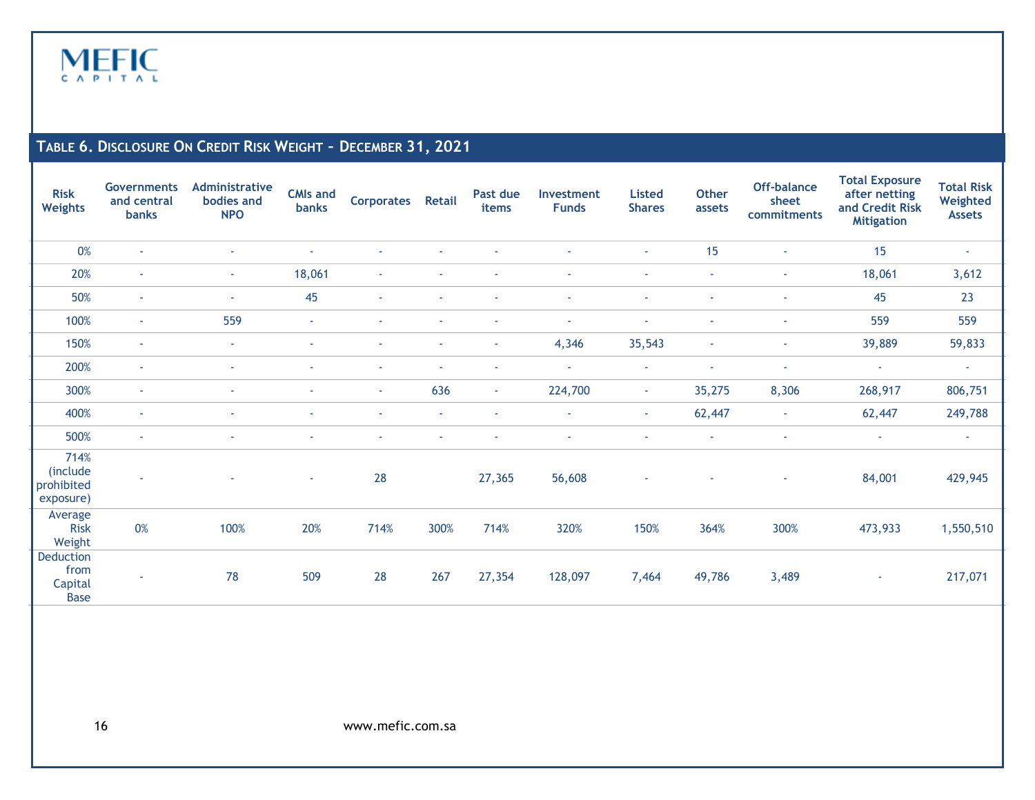## Table 6. Disclosure On Credit Risk Weight – December 31, 2021

| Risk Weights | Governments and central banks | Administrative bodies and NPO | CMIs and banks | Corporates | Retail | Past due items | Investment Funds | Listed Shares | Other assets | Off-balance sheet commitments | Total Exposure after netting and Credit Risk Mitigation | Total Risk Weighted Assets |
|---|---|---|---|---|---|---|---|---|---|---|---|---|
| 0% | - | - | - | - | - | - | - | - | 15 | - | 15 | - |
| 20% | - | - | 18,061 | - | - | - | - | - | - | - | 18,061 | 3,612 |
| 50% | - | - | 45 | - | - | - | - | - | - | - | 45 | 23 |
| 100% | - | 559 | - | - | - | - | - | - | - | - | 559 | 559 |
| 150% | - | - | - | - | - | - | 4,346 | 35,543 | - | - | 39,889 | 59,833 |
| 200% | - | - | - | - | - | - | - | - | - | - | - | - |
| 300% | - | - | - | - | 636 | - | 224,700 | - | 35,275 | 8,306 | 268,917 | 806,751 |
| 400% | - | - | - | - | - | - | - | - | 62,447 | - | 62,447 | 249,788 |
| 500% | - | - | - | - | - | - | - | - | - | - | - | - |
| 714% (include prohibited exposure) | - | - | - | 28 | | 27,365 | 56,608 | - | - | - | 84,001 | 429,945 |
| Average Risk Weight | 0% | 100% | 20% | 714% | 300% | 714% | 320% | 150% | 364% | 300% | 473,933 | 1,550,510 |
| Deduction from Capital Base | - | 78 | 509 | 28 | 267 | 27,354 | 128,097 | 7,464 | 49,786 | 3,489 | - | 217,071 |

www.mefic.com.sa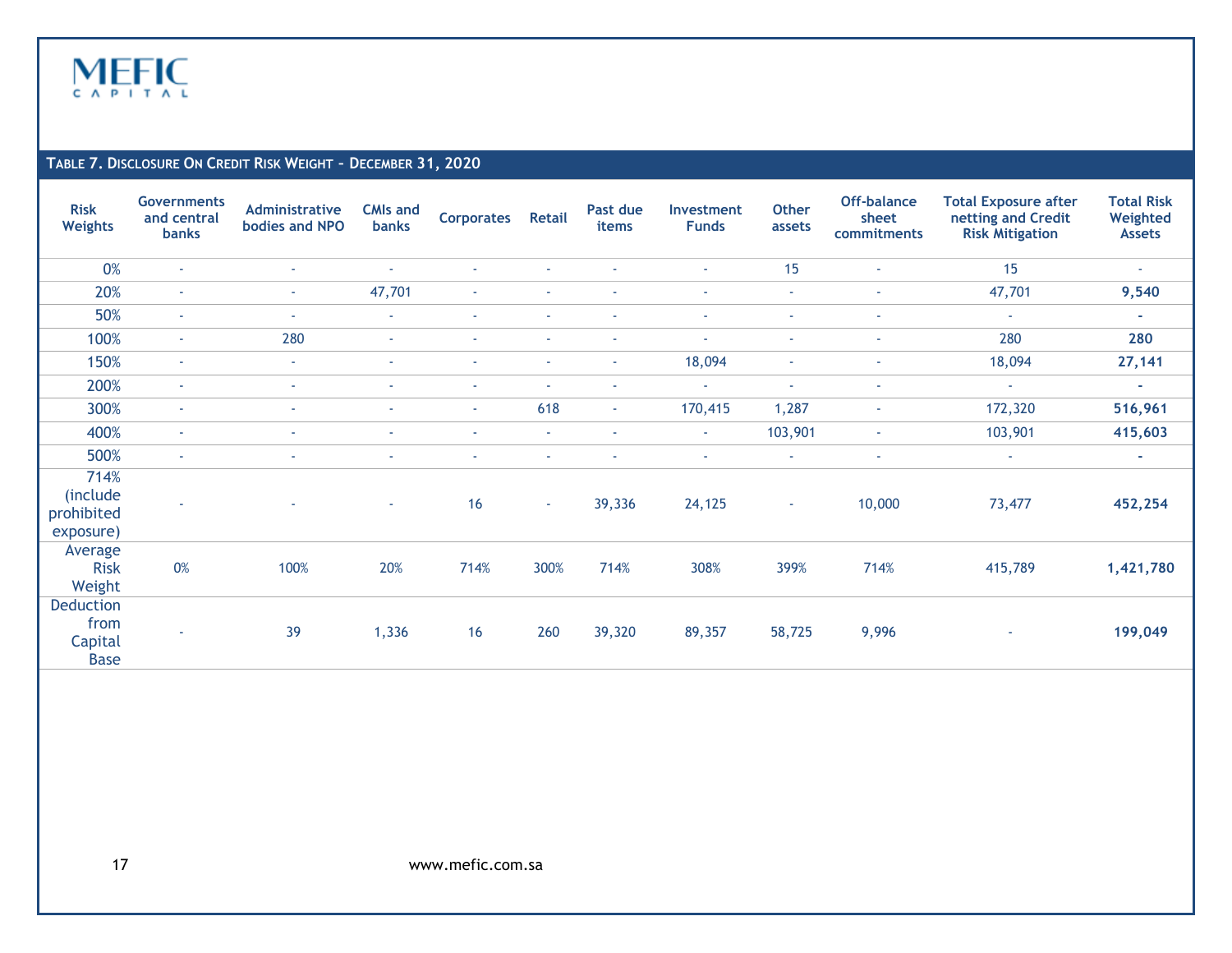## Table 7. Disclosure On Credit Risk Weight – December 31, 2020

| Risk Weights | Governments and central banks | Administrative bodies and NPO | CMIs and banks | Corporates | Retail | Past due items | Investment Funds | Other assets | Off-balance sheet commitments | Total Exposure after netting and Credit Risk Mitigation | Total Risk Weighted Assets |
|---|---|---|---|---|---|---|---|---|---|---|---|
| 0% | - | - | - | - | - | - | - | 15 | - | 15 | - |
| 20% | - | - | 47,701 | - | - | - | - | - | - | 47,701 | **9,540** |
| 50% | - | - | - | - | - | - | - | - | - | - | **-** |
| 100% | - | 280 | - | - | - | - | - | - | - | 280 | **280** |
| 150% | - | - | - | - | - | - | 18,094 | - | - | 18,094 | **27,141** |
| 200% | - | - | - | - | - | - | - | - | - | - | **-** |
| 300% | - | - | - | - | 618 | - | 170,415 | 1,287 | - | 172,320 | **516,961** |
| 400% | - | - | - | - | - | - | - | 103,901 | - | 103,901 | **415,603** |
| 500% | - | - | - | - | - | - | - | - | - | - | **-** |
| 714% (include prohibited exposure) | - | - | - | 16 | - | 39,336 | 24,125 | - | 10,000 | 73,477 | **452,254** |
| Average Risk Weight | 0% | 100% | 20% | 714% | 300% | 714% | 308% | 399% | 714% | 415,789 | **1,421,780** |
| Deduction from Capital Base | - | 39 | 1,336 | 16 | 260 | 39,320 | 89,357 | 58,725 | 9,996 | - | **199,049** |

www.mefic.com.sa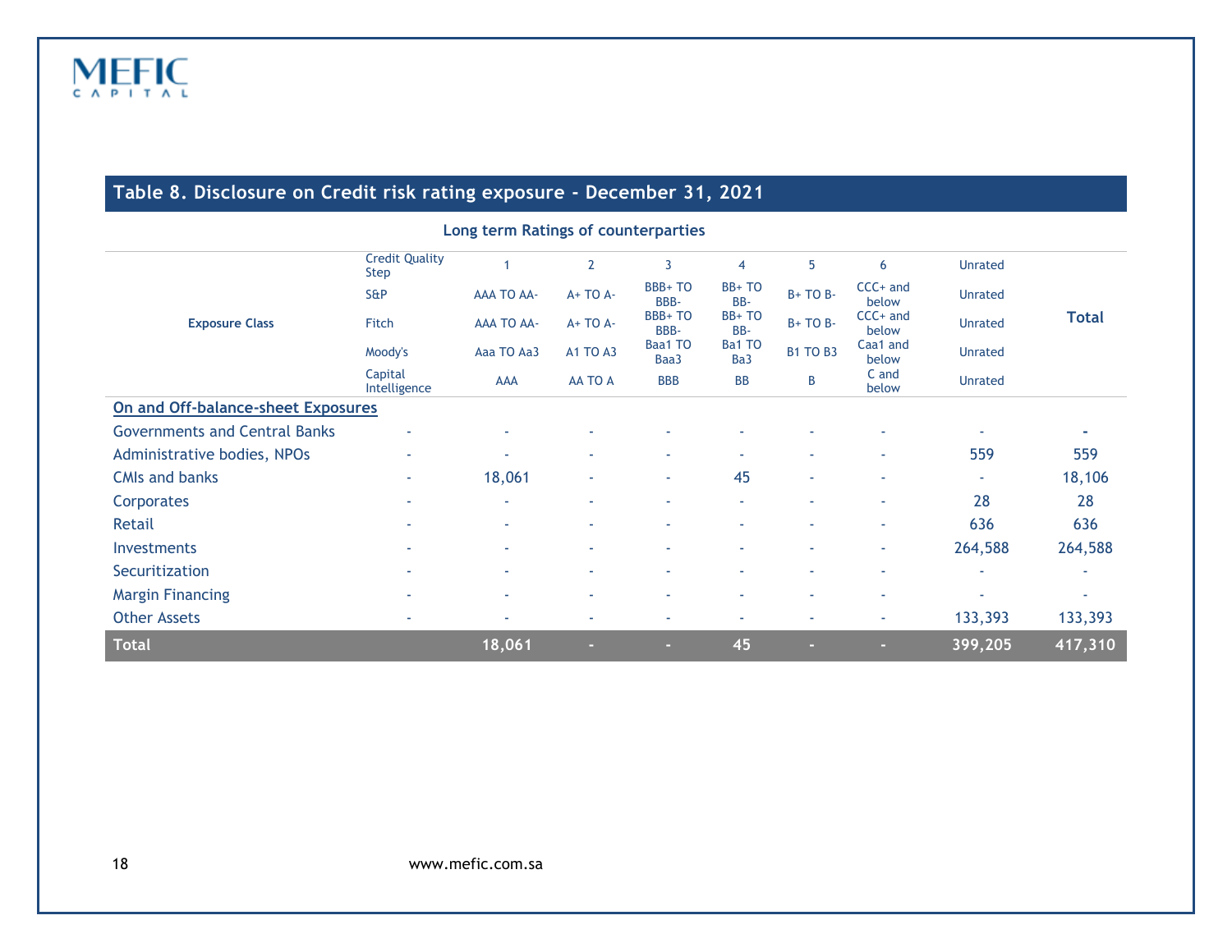## Table 8. Disclosure on Credit risk rating exposure - December 31, 2021

**Long term Ratings of counterparties**

| Exposure Class | Credit Quality Step | 1 | 2 | 3 | 4 | 5 | 6 | Unrated | Total |
|---|---|---|---|---|---|---|---|---|---|
| | S&P | AAA TO AA- | A+ TO A- | BBB+ TO BBB- | BB+ TO BB- | B+ TO B- | CCC+ and below | Unrated | |
| | Fitch | AAA TO AA- | A+ TO A- | BBB+ TO BBB- | BB+ TO BB- | B+ TO B- | CCC+ and below | Unrated | |
| | Moody's | Aaa TO Aa3 | A1 TO A3 | Baa1 TO Baa3 | Ba1 TO Ba3 | B1 TO B3 | Caa1 and below | Unrated | |
| | Capital Intelligence | AAA | AA TO A | BBB | BB | B | C and below | Unrated | |
| **On and Off-balance-sheet Exposures** | | | | | | | | | |
| Governments and Central Banks | - | - | - | - | - | - | - | - | - |
| Administrative bodies, NPOs | - | - | - | - | - | - | - | 559 | 559 |
| CMIs and banks | - | 18,061 | - | - | 45 | - | - | - | 18,106 |
| Corporates | - | - | - | - | - | - | - | 28 | 28 |
| Retail | - | - | - | - | - | - | - | 636 | 636 |
| Investments | - | - | - | - | - | - | - | 264,588 | 264,588 |
| Securitization | - | - | - | - | - | - | - | - | - |
| Margin Financing | - | - | - | - | - | - | - | - | - |
| Other Assets | - | - | - | - | - | - | - | 133,393 | 133,393 |
| **Total** | | **18,061** | **-** | **-** | **45** | **-** | **-** | **399,205** | **417,310** |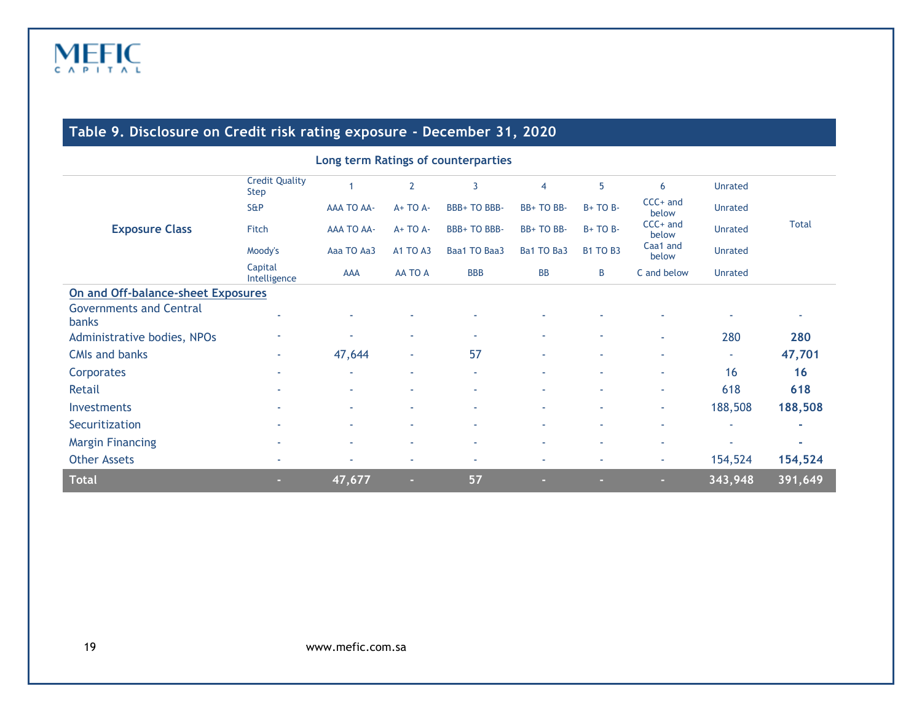## Table 9. Disclosure on Credit risk rating exposure - December 31, 2020

**Long term Ratings of counterparties**

| Exposure Class | Credit Quality Step | 1 | 2 | 3 | 4 | 5 | 6 | Unrated | Total |
|---|---|---|---|---|---|---|---|---|---|
| | S&P | AAA TO AA- | A+ TO A- | BBB+ TO BBB- | BB+ TO BB- | B+ TO B- | CCC+ and below | Unrated | |
| | Fitch | AAA TO AA- | A+ TO A- | BBB+ TO BBB- | BB+ TO BB- | B+ TO B- | CCC+ and below | Unrated | |
| | Moody's | Aaa TO Aa3 | A1 TO A3 | Baa1 TO Baa3 | Ba1 TO Ba3 | B1 TO B3 | Caa1 and below | Unrated | |
| | Capital Intelligence | AAA | AA TO A | BBB | BB | B | C and below | Unrated | |
| **On and Off-balance-sheet Exposures** | | | | | | | | | |
| Governments and Central banks | - | - | - | - | - | - | - | - | - |
| Administrative bodies, NPOs | - | - | - | - | - | - | - | 280 | **280** |
| CMIs and banks | - | 47,644 | - | 57 | - | - | - | - | **47,701** |
| Corporates | - | - | - | - | - | - | - | 16 | **16** |
| Retail | - | - | - | - | - | - | - | 618 | **618** |
| Investments | - | - | - | - | - | - | - | 188,508 | **188,508** |
| Securitization | - | - | - | - | - | - | - | - | **-** |
| Margin Financing | - | - | - | - | - | - | - | - | **-** |
| Other Assets | - | - | - | - | - | - | - | 154,524 | **154,524** |
| **Total** | **-** | **47,677** | **-** | **57** | **-** | **-** | **-** | **343,948** | **391,649** |

www.mefic.com.sa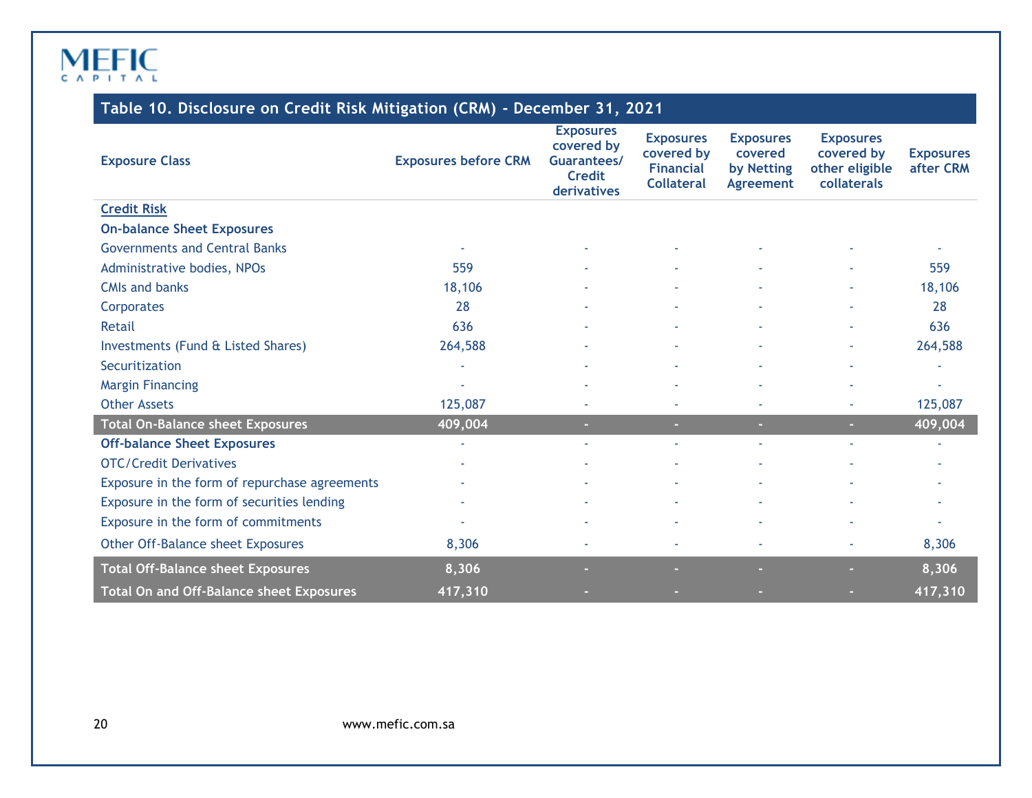## Table 10. Disclosure on Credit Risk Mitigation (CRM) - December 31, 2021

| Exposure Class | Exposures before CRM | Exposures covered by Guarantees/ Credit derivatives | Exposures covered by Financial Collateral | Exposures covered by Netting Agreement | Exposures covered by other eligible collaterals | Exposures after CRM |
|---|---|---|---|---|---|---|
| **Credit Risk** | | | | | | |
| **On-balance Sheet Exposures** | | | | | | |
| Governments and Central Banks | - | - | - | - | - | - |
| Administrative bodies, NPOs | 559 | - | - | - | - | 559 |
| CMIs and banks | 18,106 | - | - | - | - | 18,106 |
| Corporates | 28 | - | - | - | - | 28 |
| Retail | 636 | - | - | - | - | 636 |
| Investments (Fund & Listed Shares) | 264,588 | - | - | - | - | 264,588 |
| Securitization | - | - | - | - | - | - |
| Margin Financing | - | - | - | - | - | - |
| Other Assets | 125,087 | - | - | - | - | 125,087 |
| **Total On-Balance sheet Exposures** | **409,004** | **-** | **-** | **-** | **-** | **409,004** |
| **Off-balance Sheet Exposures** | - | - | - | - | - | - |
| OTC/Credit Derivatives | - | - | - | - | - | - |
| Exposure in the form of repurchase agreements | - | - | - | - | - | - |
| Exposure in the form of securities lending | - | - | - | - | - | - |
| Exposure in the form of commitments | - | - | - | - | - | - |
| Other Off-Balance sheet Exposures | 8,306 | - | - | - | - | 8,306 |
| **Total Off-Balance sheet Exposures** | **8,306** | **-** | **-** | **-** | **-** | **8,306** |
| **Total On and Off-Balance sheet Exposures** | **417,310** | **-** | **-** | **-** | **-** | **417,310** |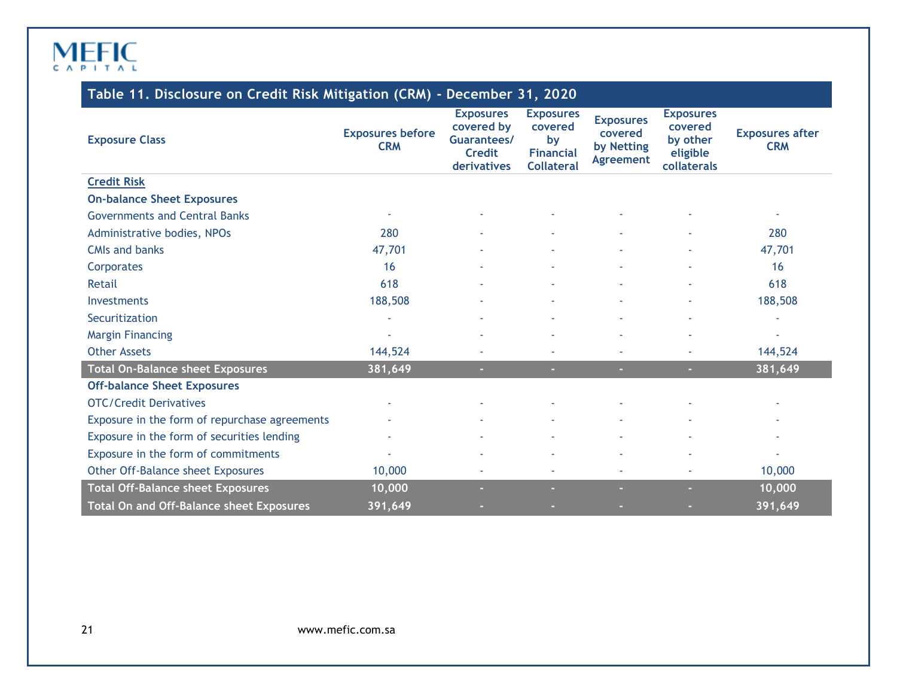## Table 11. Disclosure on Credit Risk Mitigation (CRM) - December 31, 2020

| Exposure Class | Exposures before CRM | Exposures covered by Guarantees/ Credit derivatives | Exposures covered by Financial Collateral | Exposures covered by Netting Agreement | Exposures covered by other eligible collaterals | Exposures after CRM |
|---|---|---|---|---|---|---|
| **Credit Risk** | | | | | | |
| **On-balance Sheet Exposures** | | | | | | |
| Governments and Central Banks | - | - | - | - | - | - |
| Administrative bodies, NPOs | 280 | - | - | - | - | 280 |
| CMIs and banks | 47,701 | - | - | - | - | 47,701 |
| Corporates | 16 | - | - | - | - | 16 |
| Retail | 618 | - | - | - | - | 618 |
| Investments | 188,508 | - | - | - | - | 188,508 |
| Securitization | - | - | - | - | - | - |
| Margin Financing | - | - | - | - | - | - |
| Other Assets | 144,524 | - | - | - | - | 144,524 |
| **Total On-Balance sheet Exposures** | **381,649** | **-** | **-** | **-** | **-** | **381,649** |
| **Off-balance Sheet Exposures** | | | | | | |
| OTC/Credit Derivatives | - | - | - | - | - | - |
| Exposure in the form of repurchase agreements | - | - | - | - | - | - |
| Exposure in the form of securities lending | - | - | - | - | - | - |
| Exposure in the form of commitments | - | - | - | - | - | - |
| Other Off-Balance sheet Exposures | 10,000 | - | - | - | - | 10,000 |
| **Total Off-Balance sheet Exposures** | **10,000** | **-** | **-** | **-** | **-** | **10,000** |
| **Total On and Off-Balance sheet Exposures** | **391,649** | **-** | **-** | **-** | **-** | **391,649** |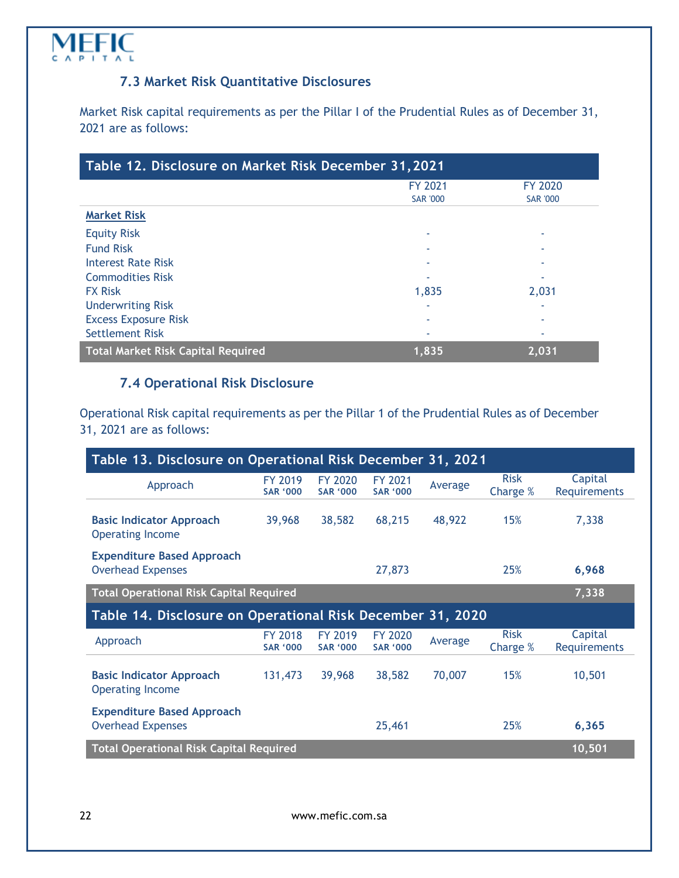### 7.3 Market Risk Quantitative Disclosures

Market Risk capital requirements as per the Pillar I of the Prudential Rules as of December 31, 2021 are as follows:

**Table 12. Disclosure on Market Risk December 31,2021**

| | FY 2021 SAR '000 | FY 2020 SAR '000 |
|---|---|---|
| **Market Risk** | | |
| Equity Risk | - | - |
| Fund Risk | - | - |
| Interest Rate Risk | - | - |
| Commodities Risk | - | - |
| FX Risk | 1,835 | 2,031 |
| Underwriting Risk | - | - |
| Excess Exposure Risk | - | - |
| Settlement Risk | - | - |
| **Total Market Risk Capital Required** | **1,835** | **2,031** |

### 7.4 Operational Risk Disclosure

Operational Risk capital requirements as per the Pillar 1 of the Prudential Rules as of December 31, 2021 are as follows:

**Table 13. Disclosure on Operational Risk December 31, 2021**

| Approach | FY 2019 SAR '000 | FY 2020 SAR '000 | FY 2021 SAR '000 | Average | Risk Charge % | Capital Requirements |
|---|---|---|---|---|---|---|
| **Basic Indicator Approach** Operating Income | 39,968 | 38,582 | 68,215 | 48,922 | 15% | 7,338 |
| **Expenditure Based Approach** Overhead Expenses | | | 27,873 | | 25% | **6,968** |
| **Total Operational Risk Capital Required** | | | | | | **7,338** |

**Table 14. Disclosure on Operational Risk December 31, 2020**

| Approach | FY 2018 SAR '000 | FY 2019 SAR '000 | FY 2020 SAR '000 | Average | Risk Charge % | Capital Requirements |
|---|---|---|---|---|---|---|
| **Basic Indicator Approach** Operating Income | 131,473 | 39,968 | 38,582 | 70,007 | 15% | 10,501 |
| **Expenditure Based Approach** Overhead Expenses | | | 25,461 | | 25% | **6,365** |
| **Total Operational Risk Capital Required** | | | | | | **10,501** |